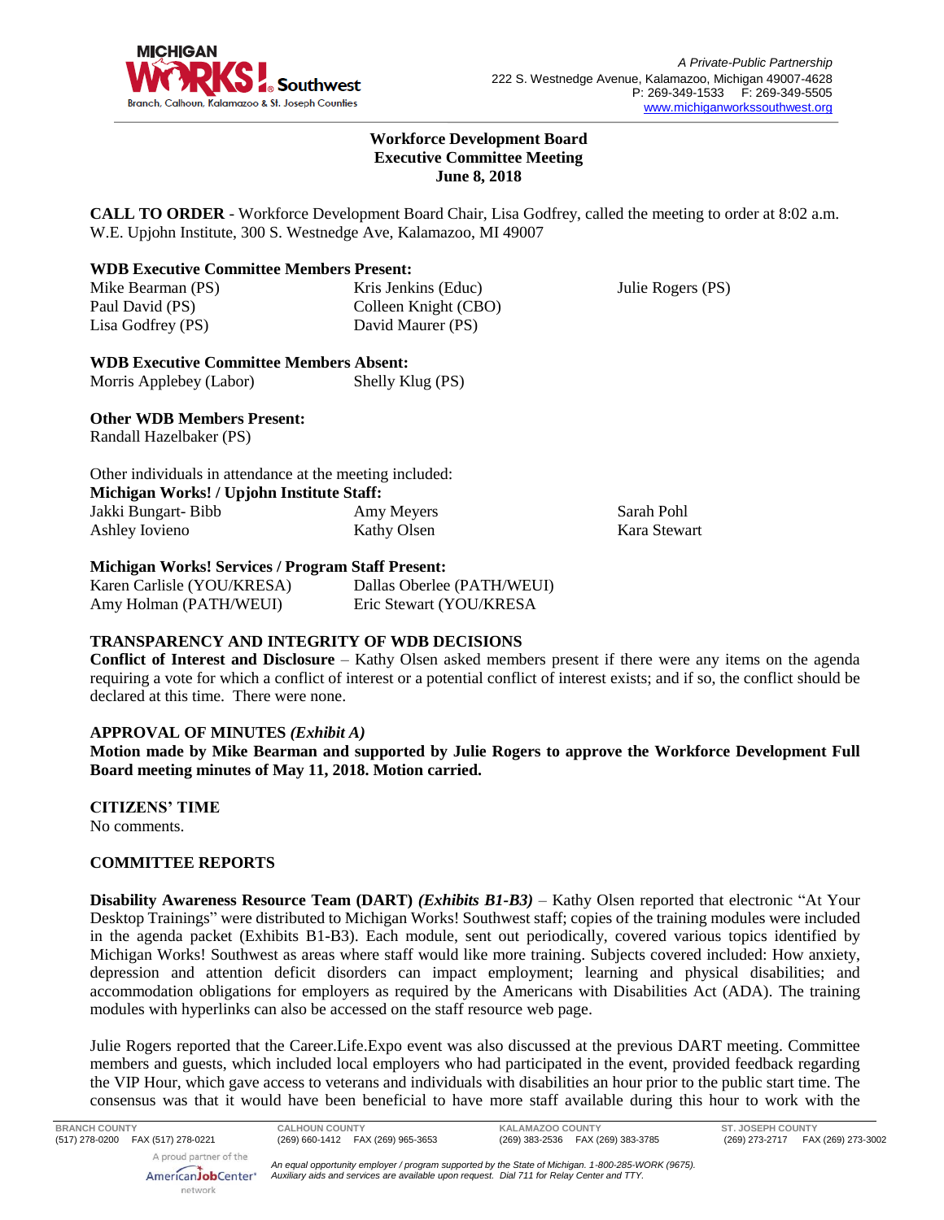A Private-Public Partnership
222 S. Westnedge Avenue, Kalamazoo, Michigan 49007-4628
P: 269-349-1533 F: 269-349-5505
www.michiganworkssouthwest.org

**Workforce Development Board**
**Executive Committee Meeting**
**June 8, 2018**

**CALL TO ORDER** - Workforce Development Board Chair, Lisa Godfrey, called the meeting to order at 8:02 a.m. W.E. Upjohn Institute, 300 S. Westnedge Ave, Kalamazoo, MI 49007

**WDB Executive Committee Members Present:**

| | | |
|---|---|---|
| Mike Bearman (PS) | Kris Jenkins (Educ) | Julie Rogers (PS) |
| Paul David (PS) | Colleen Knight (CBO) | |
| Lisa Godfrey (PS) | David Maurer (PS) | |

**WDB Executive Committee Members Absent:**

| | |
|---|---|
| Morris Applebey (Labor) | Shelly Klug (PS) |

**Other WDB Members Present:**
Randall Hazelbaker (PS)

Other individuals in attendance at the meeting included:

**Michigan Works! / Upjohn Institute Staff:**

| | | |
|---|---|---|
| Jakki Bungart- Bibb | Amy Meyers | Sarah Pohl |
| Ashley Iovieno | Kathy Olsen | Kara Stewart |

**Michigan Works! Services / Program Staff Present:**

| | |
|---|---|
| Karen Carlisle (YOU/KRESA) | Dallas Oberlee (PATH/WEUI) |
| Amy Holman (PATH/WEUI) | Eric Stewart (YOU/KRESA |

**TRANSPARENCY AND INTEGRITY OF WDB DECISIONS**

**Conflict of Interest and Disclosure** – Kathy Olsen asked members present if there were any items on the agenda requiring a vote for which a conflict of interest or a potential conflict of interest exists; and if so, the conflict should be declared at this time. There were none.

**APPROVAL OF MINUTES** ***(Exhibit A)***

**Motion made by Mike Bearman and supported by Julie Rogers to approve the Workforce Development Full Board meeting minutes of May 11, 2018. Motion carried.**

**CITIZENS' TIME**
No comments.

**COMMITTEE REPORTS**

**Disability Awareness Resource Team (DART)** ***(Exhibits B1-B3)*** – Kathy Olsen reported that electronic "At Your Desktop Trainings" were distributed to Michigan Works! Southwest staff; copies of the training modules were included in the agenda packet (Exhibits B1-B3). Each module, sent out periodically, covered various topics identified by Michigan Works! Southwest as areas where staff would like more training. Subjects covered included: How anxiety, depression and attention deficit disorders can impact employment; learning and physical disabilities; and accommodation obligations for employers as required by the Americans with Disabilities Act (ADA). The training modules with hyperlinks can also be accessed on the staff resource web page.

Julie Rogers reported that the Career.Life.Expo event was also discussed at the previous DART meeting. Committee members and guests, which included local employers who had participated in the event, provided feedback regarding the VIP Hour, which gave access to veterans and individuals with disabilities an hour prior to the public start time. The consensus was that it would have been beneficial to have more staff available during this hour to work with the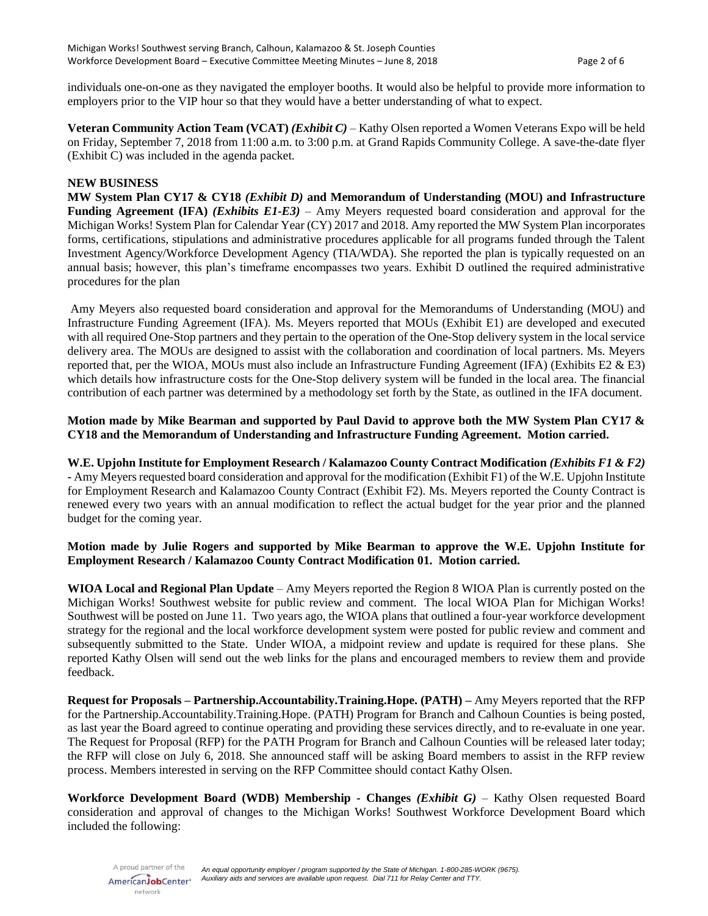individuals one-on-one as they navigated the employer booths. It would also be helpful to provide more information to employers prior to the VIP hour so that they would have a better understanding of what to expect.

**Veteran Community Action Team (VCAT)** ***(Exhibit C)*** – Kathy Olsen reported a Women Veterans Expo will be held on Friday, September 7, 2018 from 11:00 a.m. to 3:00 p.m. at Grand Rapids Community College. A save-the-date flyer (Exhibit C) was included in the agenda packet.

**NEW BUSINESS**

**MW System Plan CY17 & CY18** ***(Exhibit D)*** **and Memorandum of Understanding (MOU) and Infrastructure Funding Agreement (IFA)** ***(Exhibits E1-E3)*** – Amy Meyers requested board consideration and approval for the Michigan Works! System Plan for Calendar Year (CY) 2017 and 2018. Amy reported the MW System Plan incorporates forms, certifications, stipulations and administrative procedures applicable for all programs funded through the Talent Investment Agency/Workforce Development Agency (TIA/WDA). She reported the plan is typically requested on an annual basis; however, this plan's timeframe encompasses two years. Exhibit D outlined the required administrative procedures for the plan

Amy Meyers also requested board consideration and approval for the Memorandums of Understanding (MOU) and Infrastructure Funding Agreement (IFA). Ms. Meyers reported that MOUs (Exhibit E1) are developed and executed with all required One-Stop partners and they pertain to the operation of the One-Stop delivery system in the local service delivery area. The MOUs are designed to assist with the collaboration and coordination of local partners. Ms. Meyers reported that, per the WIOA, MOUs must also include an Infrastructure Funding Agreement (IFA) (Exhibits E2 & E3) which details how infrastructure costs for the One-Stop delivery system will be funded in the local area. The financial contribution of each partner was determined by a methodology set forth by the State, as outlined in the IFA document.

**Motion made by Mike Bearman and supported by Paul David to approve both the MW System Plan CY17 & CY18 and the Memorandum of Understanding and Infrastructure Funding Agreement. Motion carried.**

**W.E. Upjohn Institute for Employment Research / Kalamazoo County Contract Modification** ***(Exhibits F1 & F2)*** **-** Amy Meyers requested board consideration and approval for the modification (Exhibit F1) of the W.E. Upjohn Institute for Employment Research and Kalamazoo County Contract (Exhibit F2). Ms. Meyers reported the County Contract is renewed every two years with an annual modification to reflect the actual budget for the year prior and the planned budget for the coming year.

**Motion made by Julie Rogers and supported by Mike Bearman to approve the W.E. Upjohn Institute for Employment Research / Kalamazoo County Contract Modification 01. Motion carried.**

**WIOA Local and Regional Plan Update** – Amy Meyers reported the Region 8 WIOA Plan is currently posted on the Michigan Works! Southwest website for public review and comment. The local WIOA Plan for Michigan Works! Southwest will be posted on June 11. Two years ago, the WIOA plans that outlined a four-year workforce development strategy for the regional and the local workforce development system were posted for public review and comment and subsequently submitted to the State. Under WIOA, a midpoint review and update is required for these plans. She reported Kathy Olsen will send out the web links for the plans and encouraged members to review them and provide feedback.

**Request for Proposals – Partnership.Accountability.Training.Hope. (PATH) –** Amy Meyers reported that the RFP for the Partnership.Accountability.Training.Hope. (PATH) Program for Branch and Calhoun Counties is being posted, as last year the Board agreed to continue operating and providing these services directly, and to re-evaluate in one year. The Request for Proposal (RFP) for the PATH Program for Branch and Calhoun Counties will be released later today; the RFP will close on July 6, 2018. She announced staff will be asking Board members to assist in the RFP review process. Members interested in serving on the RFP Committee should contact Kathy Olsen.

**Workforce Development Board (WDB) Membership - Changes** ***(Exhibit G)*** – Kathy Olsen requested Board consideration and approval of changes to the Michigan Works! Southwest Workforce Development Board which included the following: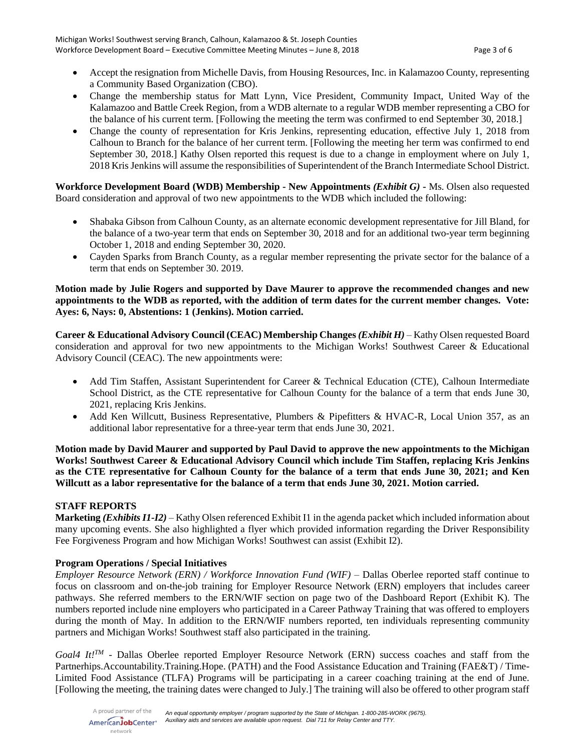- Accept the resignation from Michelle Davis, from Housing Resources, Inc. in Kalamazoo County, representing a Community Based Organization (CBO).
- Change the membership status for Matt Lynn, Vice President, Community Impact, United Way of the Kalamazoo and Battle Creek Region, from a WDB alternate to a regular WDB member representing a CBO for the balance of his current term. [Following the meeting the term was confirmed to end September 30, 2018.]
- Change the county of representation for Kris Jenkins, representing education, effective July 1, 2018 from Calhoun to Branch for the balance of her current term. [Following the meeting her term was confirmed to end September 30, 2018.] Kathy Olsen reported this request is due to a change in employment where on July 1, 2018 Kris Jenkins will assume the responsibilities of Superintendent of the Branch Intermediate School District.

**Workforce Development Board (WDB) Membership - New Appointments *(Exhibit G)* -** Ms. Olsen also requested Board consideration and approval of two new appointments to the WDB which included the following:

- Shabaka Gibson from Calhoun County, as an alternate economic development representative for Jill Bland, for the balance of a two-year term that ends on September 30, 2018 and for an additional two-year term beginning October 1, 2018 and ending September 30, 2020.
- Cayden Sparks from Branch County, as a regular member representing the private sector for the balance of a term that ends on September 30. 2019.

**Motion made by Julie Rogers and supported by Dave Maurer to approve the recommended changes and new appointments to the WDB as reported, with the addition of term dates for the current member changes. Vote: Ayes: 6, Nays: 0, Abstentions: 1 (Jenkins). Motion carried.**

**Career & Educational Advisory Council (CEAC) Membership Changes *(Exhibit H)*** – Kathy Olsen requested Board consideration and approval for two new appointments to the Michigan Works! Southwest Career & Educational Advisory Council (CEAC). The new appointments were:

- Add Tim Staffen, Assistant Superintendent for Career & Technical Education (CTE), Calhoun Intermediate School District, as the CTE representative for Calhoun County for the balance of a term that ends June 30, 2021, replacing Kris Jenkins.
- Add Ken Willcutt, Business Representative, Plumbers & Pipefitters & HVAC-R, Local Union 357, as an additional labor representative for a three-year term that ends June 30, 2021.

**Motion made by David Maurer and supported by Paul David to approve the new appointments to the Michigan Works! Southwest Career & Educational Advisory Council which include Tim Staffen, replacing Kris Jenkins as the CTE representative for Calhoun County for the balance of a term that ends June 30, 2021; and Ken Willcutt as a labor representative for the balance of a term that ends June 30, 2021. Motion carried.**

## STAFF REPORTS

**Marketing *(Exhibits I1-I2)*** – Kathy Olsen referenced Exhibit I1 in the agenda packet which included information about many upcoming events. She also highlighted a flyer which provided information regarding the Driver Responsibility Fee Forgiveness Program and how Michigan Works! Southwest can assist (Exhibit I2).

### Program Operations / Special Initiatives

*Employer Resource Network (ERN) / Workforce Innovation Fund (WIF)* – Dallas Oberlee reported staff continue to focus on classroom and on-the-job training for Employer Resource Network (ERN) employers that includes career pathways. She referred members to the ERN/WIF section on page two of the Dashboard Report (Exhibit K). The numbers reported include nine employers who participated in a Career Pathway Training that was offered to employers during the month of May. In addition to the ERN/WIF numbers reported, ten individuals representing community partners and Michigan Works! Southwest staff also participated in the training.

*Goal4 It!™* - Dallas Oberlee reported Employer Resource Network (ERN) success coaches and staff from the Partnerhips.Accountability.Training.Hope. (PATH) and the Food Assistance Education and Training (FAE&T) / Time-Limited Food Assistance (TLFA) Programs will be participating in a career coaching training at the end of June. [Following the meeting, the training dates were changed to July.] The training will also be offered to other program staff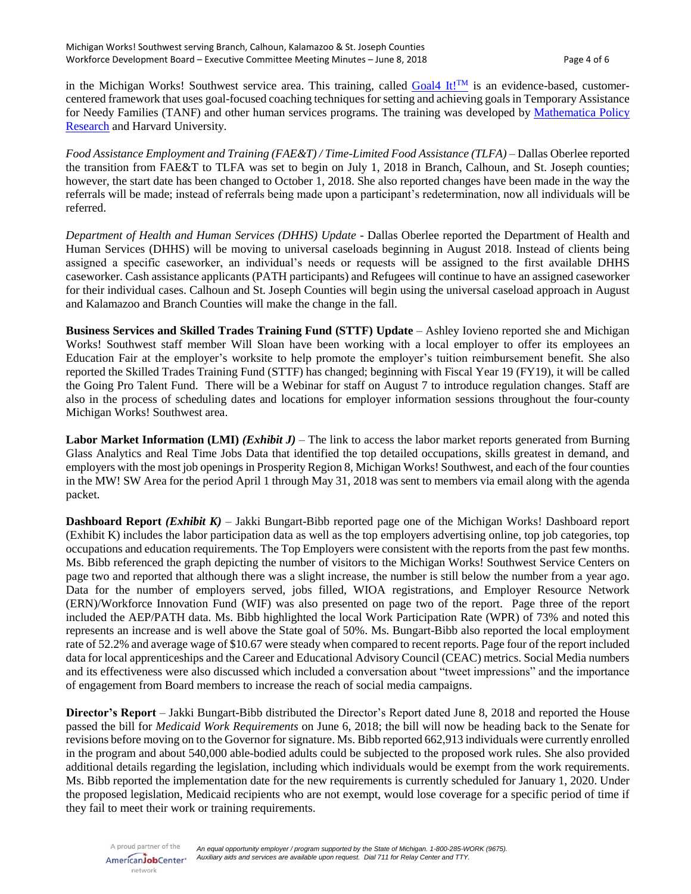in the Michigan Works! Southwest service area. This training, called Goal4 It!™ is an evidence-based, customer-centered framework that uses goal-focused coaching techniques for setting and achieving goals in Temporary Assistance for Needy Families (TANF) and other human services programs. The training was developed by Mathematica Policy Research and Harvard University.

*Food Assistance Employment and Training (FAE&T) / Time-Limited Food Assistance (TLFA)* – Dallas Oberlee reported the transition from FAE&T to TLFA was set to begin on July 1, 2018 in Branch, Calhoun, and St. Joseph counties; however, the start date has been changed to October 1, 2018. She also reported changes have been made in the way the referrals will be made; instead of referrals being made upon a participant's redetermination, now all individuals will be referred.

*Department of Health and Human Services (DHHS) Update* - Dallas Oberlee reported the Department of Health and Human Services (DHHS) will be moving to universal caseloads beginning in August 2018. Instead of clients being assigned a specific caseworker, an individual's needs or requests will be assigned to the first available DHHS caseworker. Cash assistance applicants (PATH participants) and Refugees will continue to have an assigned caseworker for their individual cases. Calhoun and St. Joseph Counties will begin using the universal caseload approach in August and Kalamazoo and Branch Counties will make the change in the fall.

**Business Services and Skilled Trades Training Fund (STTF) Update** – Ashley Iovieno reported she and Michigan Works! Southwest staff member Will Sloan have been working with a local employer to offer its employees an Education Fair at the employer's worksite to help promote the employer's tuition reimbursement benefit. She also reported the Skilled Trades Training Fund (STTF) has changed; beginning with Fiscal Year 19 (FY19), it will be called the Going Pro Talent Fund. There will be a Webinar for staff on August 7 to introduce regulation changes. Staff are also in the process of scheduling dates and locations for employer information sessions throughout the four-county Michigan Works! Southwest area.

**Labor Market Information (LMI)** ***(Exhibit J)*** – The link to access the labor market reports generated from Burning Glass Analytics and Real Time Jobs Data that identified the top detailed occupations, skills greatest in demand, and employers with the most job openings in Prosperity Region 8, Michigan Works! Southwest, and each of the four counties in the MW! SW Area for the period April 1 through May 31, 2018 was sent to members via email along with the agenda packet.

**Dashboard Report** ***(Exhibit K)*** – Jakki Bungart-Bibb reported page one of the Michigan Works! Dashboard report (Exhibit K) includes the labor participation data as well as the top employers advertising online, top job categories, top occupations and education requirements. The Top Employers were consistent with the reports from the past few months. Ms. Bibb referenced the graph depicting the number of visitors to the Michigan Works! Southwest Service Centers on page two and reported that although there was a slight increase, the number is still below the number from a year ago. Data for the number of employers served, jobs filled, WIOA registrations, and Employer Resource Network (ERN)/Workforce Innovation Fund (WIF) was also presented on page two of the report. Page three of the report included the AEP/PATH data. Ms. Bibb highlighted the local Work Participation Rate (WPR) of 73% and noted this represents an increase and is well above the State goal of 50%. Ms. Bungart-Bibb also reported the local employment rate of 52.2% and average wage of $10.67 were steady when compared to recent reports. Page four of the report included data for local apprenticeships and the Career and Educational Advisory Council (CEAC) metrics. Social Media numbers and its effectiveness were also discussed which included a conversation about "tweet impressions" and the importance of engagement from Board members to increase the reach of social media campaigns.

**Director's Report** – Jakki Bungart-Bibb distributed the Director's Report dated June 8, 2018 and reported the House passed the bill for *Medicaid Work Requirements* on June 6, 2018; the bill will now be heading back to the Senate for revisions before moving on to the Governor for signature. Ms. Bibb reported 662,913 individuals were currently enrolled in the program and about 540,000 able-bodied adults could be subjected to the proposed work rules. She also provided additional details regarding the legislation, including which individuals would be exempt from the work requirements. Ms. Bibb reported the implementation date for the new requirements is currently scheduled for January 1, 2020. Under the proposed legislation, Medicaid recipients who are not exempt, would lose coverage for a specific period of time if they fail to meet their work or training requirements.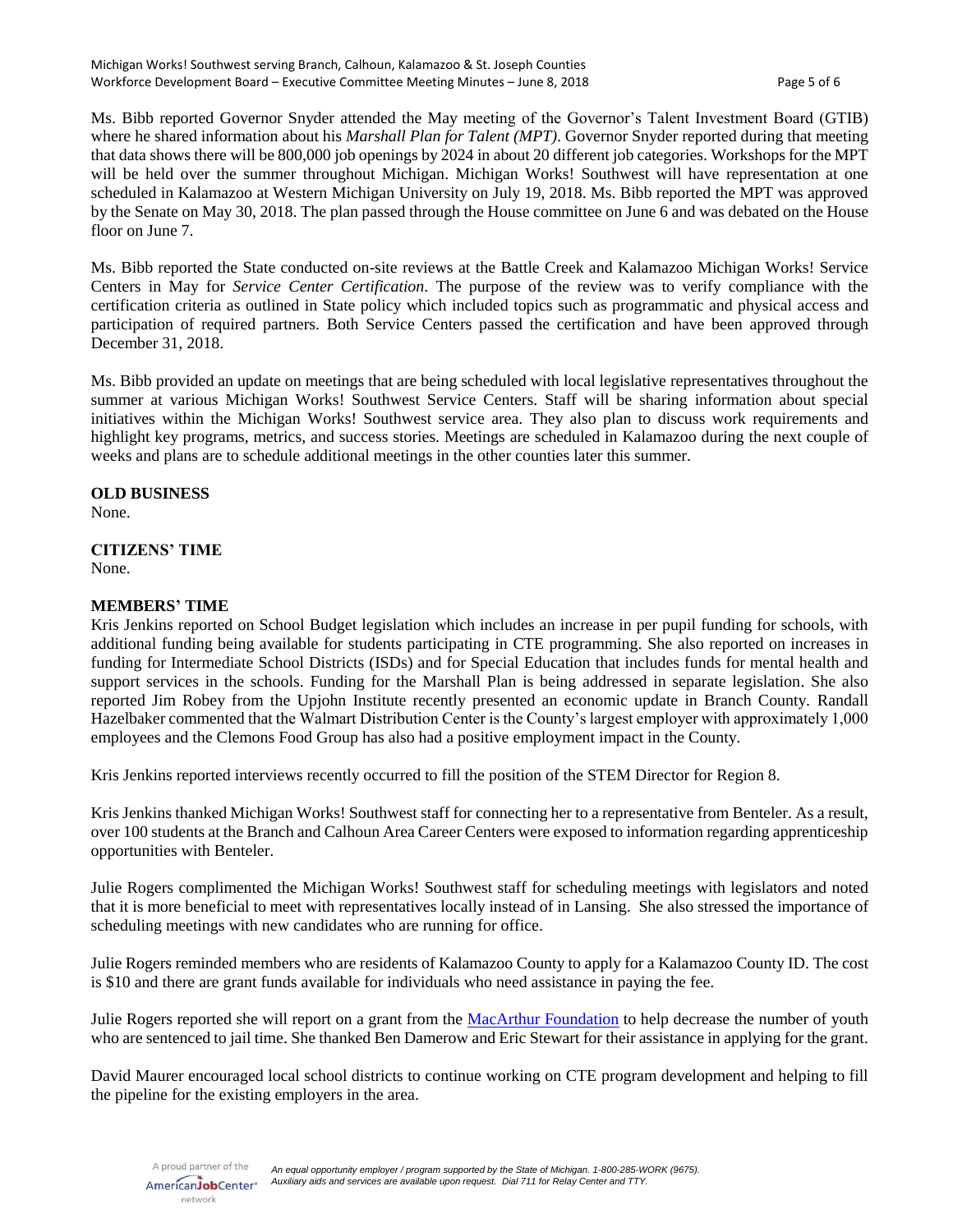Ms. Bibb reported Governor Snyder attended the May meeting of the Governor's Talent Investment Board (GTIB) where he shared information about his *Marshall Plan for Talent (MPT)*. Governor Snyder reported during that meeting that data shows there will be 800,000 job openings by 2024 in about 20 different job categories. Workshops for the MPT will be held over the summer throughout Michigan. Michigan Works! Southwest will have representation at one scheduled in Kalamazoo at Western Michigan University on July 19, 2018. Ms. Bibb reported the MPT was approved by the Senate on May 30, 2018. The plan passed through the House committee on June 6 and was debated on the House floor on June 7.

Ms. Bibb reported the State conducted on-site reviews at the Battle Creek and Kalamazoo Michigan Works! Service Centers in May for *Service Center Certification*. The purpose of the review was to verify compliance with the certification criteria as outlined in State policy which included topics such as programmatic and physical access and participation of required partners. Both Service Centers passed the certification and have been approved through December 31, 2018.

Ms. Bibb provided an update on meetings that are being scheduled with local legislative representatives throughout the summer at various Michigan Works! Southwest Service Centers. Staff will be sharing information about special initiatives within the Michigan Works! Southwest service area. They also plan to discuss work requirements and highlight key programs, metrics, and success stories. Meetings are scheduled in Kalamazoo during the next couple of weeks and plans are to schedule additional meetings in the other counties later this summer.

**OLD BUSINESS**

None.

**CITIZENS' TIME**

None.

**MEMBERS' TIME**

Kris Jenkins reported on School Budget legislation which includes an increase in per pupil funding for schools, with additional funding being available for students participating in CTE programming. She also reported on increases in funding for Intermediate School Districts (ISDs) and for Special Education that includes funds for mental health and support services in the schools. Funding for the Marshall Plan is being addressed in separate legislation. She also reported Jim Robey from the Upjohn Institute recently presented an economic update in Branch County. Randall Hazelbaker commented that the Walmart Distribution Center is the County's largest employer with approximately 1,000 employees and the Clemons Food Group has also had a positive employment impact in the County.

Kris Jenkins reported interviews recently occurred to fill the position of the STEM Director for Region 8.

Kris Jenkins thanked Michigan Works! Southwest staff for connecting her to a representative from Benteler. As a result, over 100 students at the Branch and Calhoun Area Career Centers were exposed to information regarding apprenticeship opportunities with Benteler.

Julie Rogers complimented the Michigan Works! Southwest staff for scheduling meetings with legislators and noted that it is more beneficial to meet with representatives locally instead of in Lansing. She also stressed the importance of scheduling meetings with new candidates who are running for office.

Julie Rogers reminded members who are residents of Kalamazoo County to apply for a Kalamazoo County ID. The cost is $10 and there are grant funds available for individuals who need assistance in paying the fee.

Julie Rogers reported she will report on a grant from the MacArthur Foundation to help decrease the number of youth who are sentenced to jail time. She thanked Ben Damerow and Eric Stewart for their assistance in applying for the grant.

David Maurer encouraged local school districts to continue working on CTE program development and helping to fill the pipeline for the existing employers in the area.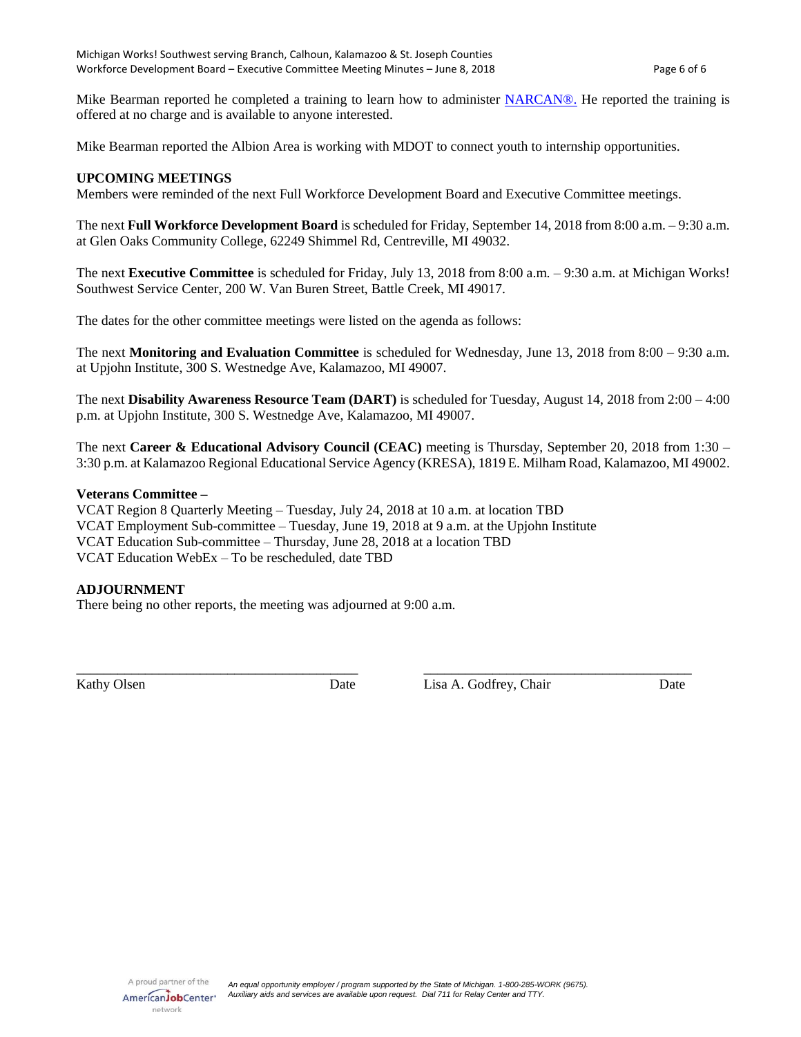Mike Bearman reported he completed a training to learn how to administer NARCAN®. He reported the training is offered at no charge and is available to anyone interested.

Mike Bearman reported the Albion Area is working with MDOT to connect youth to internship opportunities.

## UPCOMING MEETINGS

Members were reminded of the next Full Workforce Development Board and Executive Committee meetings.

The next **Full Workforce Development Board** is scheduled for Friday, September 14, 2018 from 8:00 a.m. – 9:30 a.m. at Glen Oaks Community College, 62249 Shimmel Rd, Centreville, MI 49032.

The next **Executive Committee** is scheduled for Friday, July 13, 2018 from 8:00 a.m. – 9:30 a.m. at Michigan Works! Southwest Service Center, 200 W. Van Buren Street, Battle Creek, MI 49017.

The dates for the other committee meetings were listed on the agenda as follows:

The next **Monitoring and Evaluation Committee** is scheduled for Wednesday, June 13, 2018 from 8:00 – 9:30 a.m. at Upjohn Institute, 300 S. Westnedge Ave, Kalamazoo, MI 49007.

The next **Disability Awareness Resource Team (DART)** is scheduled for Tuesday, August 14, 2018 from 2:00 – 4:00 p.m. at Upjohn Institute, 300 S. Westnedge Ave, Kalamazoo, MI 49007.

The next **Career & Educational Advisory Council (CEAC)** meeting is Thursday, September 20, 2018 from 1:30 – 3:30 p.m. at Kalamazoo Regional Educational Service Agency (KRESA), 1819 E. Milham Road, Kalamazoo, MI 49002.

**Veterans Committee –**

VCAT Region 8 Quarterly Meeting – Tuesday, July 24, 2018 at 10 a.m. at location TBD
VCAT Employment Sub-committee – Tuesday, June 19, 2018 at 9 a.m. at the Upjohn Institute
VCAT Education Sub-committee – Thursday, June 28, 2018 at a location TBD
VCAT Education WebEx – To be rescheduled, date TBD

## ADJOURNMENT

There being no other reports, the meeting was adjourned at 9:00 a.m.

\_\_\_\_\_\_\_\_\_\_\_\_\_\_\_\_\_\_\_\_\_\_\_\_\_\_\_\_\_\_\_\_\_\_\_\_\_\_\_\_ \_\_\_\_\_\_\_\_\_\_\_\_\_\_\_\_\_\_\_\_\_\_\_\_\_\_\_\_\_\_\_\_\_\_\_\_\_\_\_\_

Kathy Olsen Date Lisa A. Godfrey, Chair Date

A proud partner of the AmericanJobCenter network

*An equal opportunity employer / program supported by the State of Michigan. 1-800-285-WORK (9675). Auxiliary aids and services are available upon request. Dial 711 for Relay Center and TTY.*